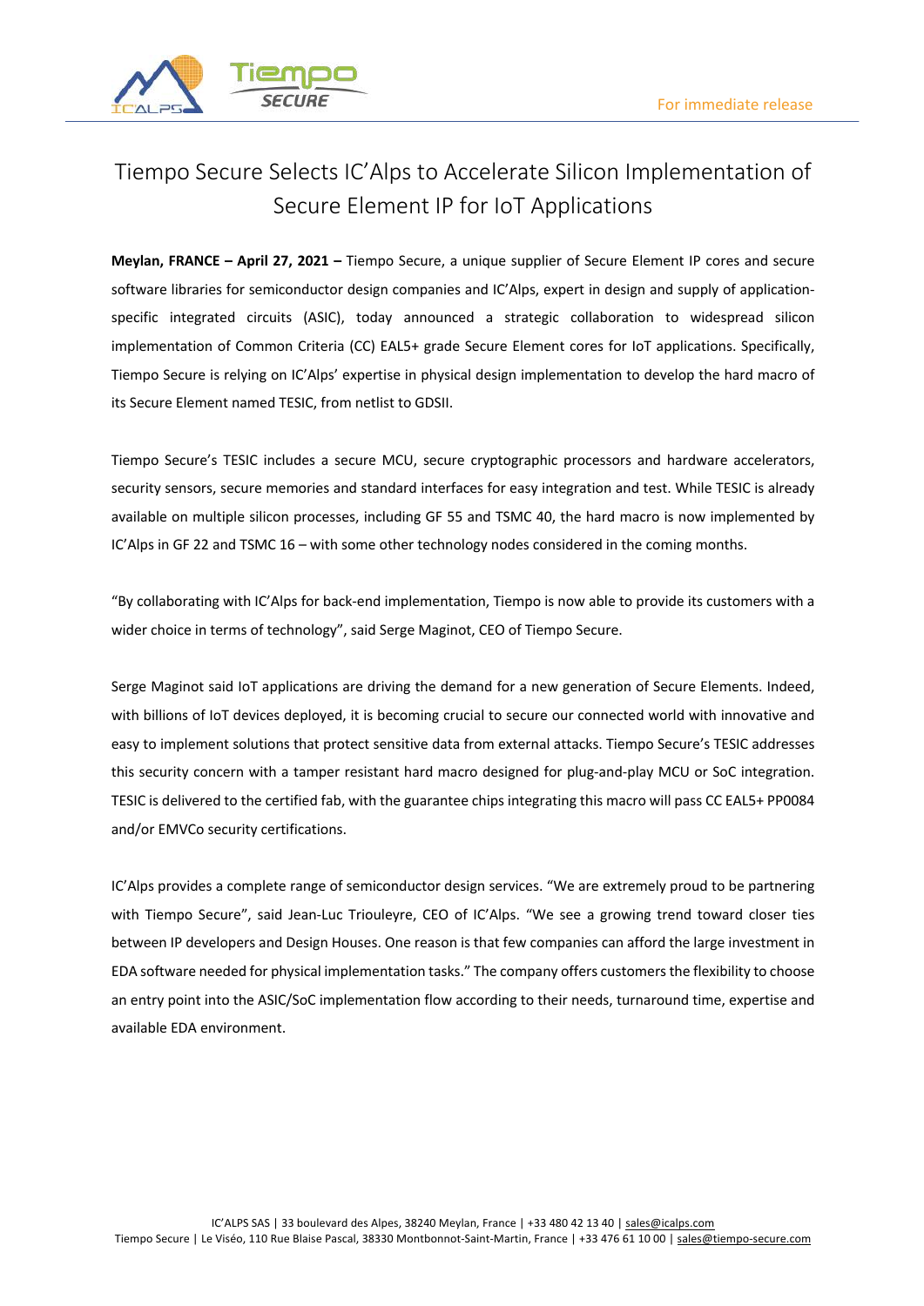For immediate release

# Tiempo Secure Selects IC'Alps to Accelerate Silicon Implementation of Secure Element IP for IoT Applications

**Meylan, FRANCE – April 27, 2021 –** Tiempo Secure, a unique supplier of Secure Element IP cores and secure software libraries for semiconductor design companies and IC'Alps, expert in design and supply of application-specific integrated circuits (ASIC), today announced a strategic collaboration to widespread silicon implementation of Common Criteria (CC) EAL5+ grade Secure Element cores for IoT applications. Specifically, Tiempo Secure is relying on IC'Alps' expertise in physical design implementation to develop the hard macro of its Secure Element named TESIC, from netlist to GDSII.

Tiempo Secure's TESIC includes a secure MCU, secure cryptographic processors and hardware accelerators, security sensors, secure memories and standard interfaces for easy integration and test. While TESIC is already available on multiple silicon processes, including GF 55 and TSMC 40, the hard macro is now implemented by IC'Alps in GF 22 and TSMC 16 – with some other technology nodes considered in the coming months.

"By collaborating with IC'Alps for back-end implementation, Tiempo is now able to provide its customers with a wider choice in terms of technology", said Serge Maginot, CEO of Tiempo Secure.

Serge Maginot said IoT applications are driving the demand for a new generation of Secure Elements. Indeed, with billions of IoT devices deployed, it is becoming crucial to secure our connected world with innovative and easy to implement solutions that protect sensitive data from external attacks. Tiempo Secure's TESIC addresses this security concern with a tamper resistant hard macro designed for plug-and-play MCU or SoC integration. TESIC is delivered to the certified fab, with the guarantee chips integrating this macro will pass CC EAL5+ PP0084 and/or EMVCo security certifications.

IC'Alps provides a complete range of semiconductor design services. "We are extremely proud to be partnering with Tiempo Secure", said Jean-Luc Triouleyre, CEO of IC'Alps. "We see a growing trend toward closer ties between IP developers and Design Houses. One reason is that few companies can afford the large investment in EDA software needed for physical implementation tasks." The company offers customers the flexibility to choose an entry point into the ASIC/SoC implementation flow according to their needs, turnaround time, expertise and available EDA environment.

IC'ALPS SAS | 33 boulevard des Alpes, 38240 Meylan, France | +33 480 42 13 40 | sales@icalps.com
Tiempo Secure | Le Viséo, 110 Rue Blaise Pascal, 38330 Montbonnot-Saint-Martin, France | +33 476 61 10 00 | sales@tiempo-secure.com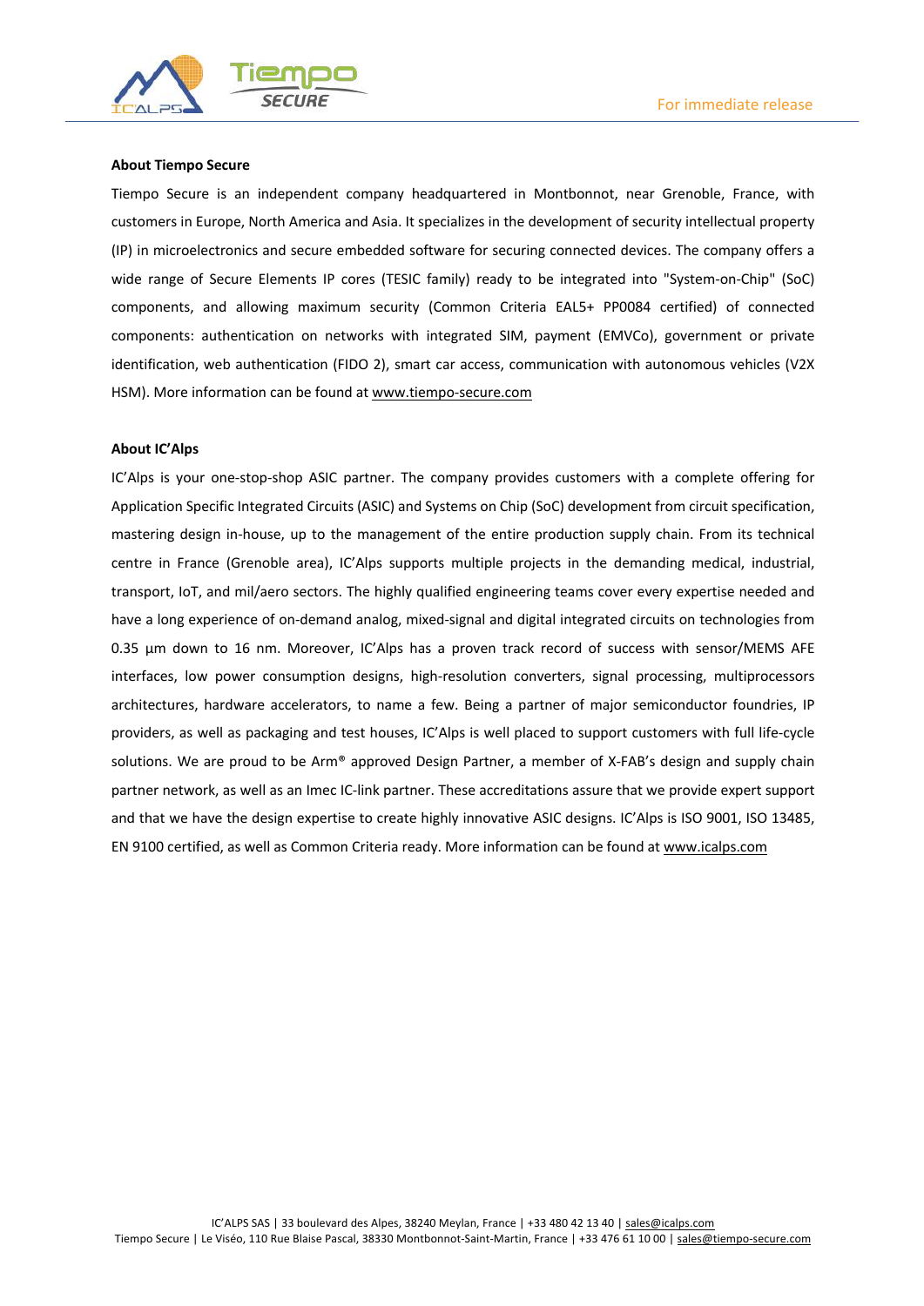For immediate release

**About Tiempo Secure**

Tiempo Secure is an independent company headquartered in Montbonnot, near Grenoble, France, with customers in Europe, North America and Asia. It specializes in the development of security intellectual property (IP) in microelectronics and secure embedded software for securing connected devices. The company offers a wide range of Secure Elements IP cores (TESIC family) ready to be integrated into "System-on-Chip" (SoC) components, and allowing maximum security (Common Criteria EAL5+ PP0084 certified) of connected components: authentication on networks with integrated SIM, payment (EMVCo), government or private identification, web authentication (FIDO 2), smart car access, communication with autonomous vehicles (V2X HSM). More information can be found at www.tiempo-secure.com

**About IC'Alps**

IC'Alps is your one-stop-shop ASIC partner. The company provides customers with a complete offering for Application Specific Integrated Circuits (ASIC) and Systems on Chip (SoC) development from circuit specification, mastering design in-house, up to the management of the entire production supply chain. From its technical centre in France (Grenoble area), IC'Alps supports multiple projects in the demanding medical, industrial, transport, IoT, and mil/aero sectors. The highly qualified engineering teams cover every expertise needed and have a long experience of on-demand analog, mixed-signal and digital integrated circuits on technologies from 0.35 µm down to 16 nm. Moreover, IC'Alps has a proven track record of success with sensor/MEMS AFE interfaces, low power consumption designs, high-resolution converters, signal processing, multiprocessors architectures, hardware accelerators, to name a few. Being a partner of major semiconductor foundries, IP providers, as well as packaging and test houses, IC'Alps is well placed to support customers with full life-cycle solutions. We are proud to be Arm® approved Design Partner, a member of X-FAB's design and supply chain partner network, as well as an Imec IC-link partner. These accreditations assure that we provide expert support and that we have the design expertise to create highly innovative ASIC designs. IC'Alps is ISO 9001, ISO 13485, EN 9100 certified, as well as Common Criteria ready. More information can be found at www.icalps.com

IC'ALPS SAS | 33 boulevard des Alpes, 38240 Meylan, France | +33 480 42 13 40 | sales@icalps.com
Tiempo Secure | Le Viséo, 110 Rue Blaise Pascal, 38330 Montbonnot-Saint-Martin, France | +33 476 61 10 00 | sales@tiempo-secure.com